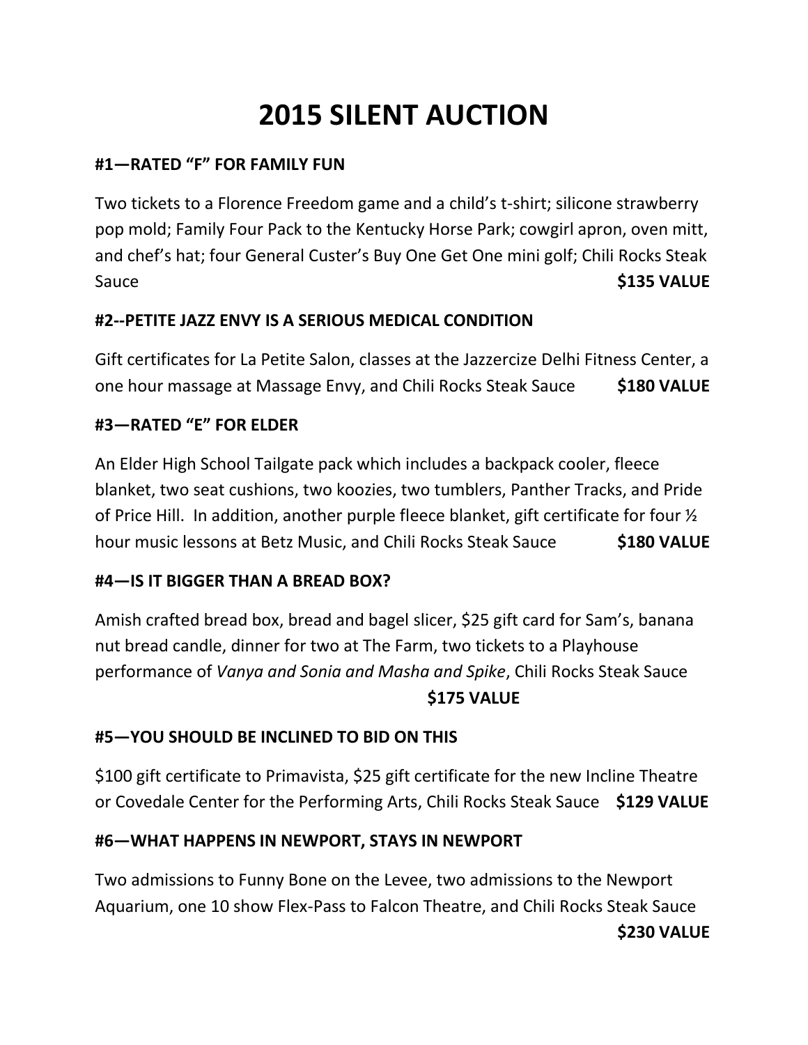# 2015 SILENT AUCTION

### #1—RATED "F" FOR FAMILY FUN

Two tickets to a Florence Freedom game and a child's t-shirt; silicone strawberry pop mold; Family Four Pack to the Kentucky Horse Park; cowgirl apron, oven mitt, and chef's hat; four General Custer's Buy One Get One mini golf; Chili Rocks Steak Sauce **$135 VALUE**

### #2--PETITE JAZZ ENVY IS A SERIOUS MEDICAL CONDITION

Gift certificates for La Petite Salon, classes at the Jazzercize Delhi Fitness Center, a one hour massage at Massage Envy, and Chili Rocks Steak Sauce **$180 VALUE**

### #3—RATED "E" FOR ELDER

An Elder High School Tailgate pack which includes a backpack cooler, fleece blanket, two seat cushions, two koozies, two tumblers, Panther Tracks, and Pride of Price Hill. In addition, another purple fleece blanket, gift certificate for four ½ hour music lessons at Betz Music, and Chili Rocks Steak Sauce **$180 VALUE**

### #4—IS IT BIGGER THAN A BREAD BOX?

Amish crafted bread box, bread and bagel slicer, $25 gift card for Sam's, banana nut bread candle, dinner for two at The Farm, two tickets to a Playhouse performance of *Vanya and Sonia and Masha and Spike*, Chili Rocks Steak Sauce

**$175 VALUE**

### #5—YOU SHOULD BE INCLINED TO BID ON THIS

$100 gift certificate to Primavista, $25 gift certificate for the new Incline Theatre or Covedale Center for the Performing Arts, Chili Rocks Steak Sauce **$129 VALUE**

### #6—WHAT HAPPENS IN NEWPORT, STAYS IN NEWPORT

Two admissions to Funny Bone on the Levee, two admissions to the Newport Aquarium, one 10 show Flex-Pass to Falcon Theatre, and Chili Rocks Steak Sauce

**$230 VALUE**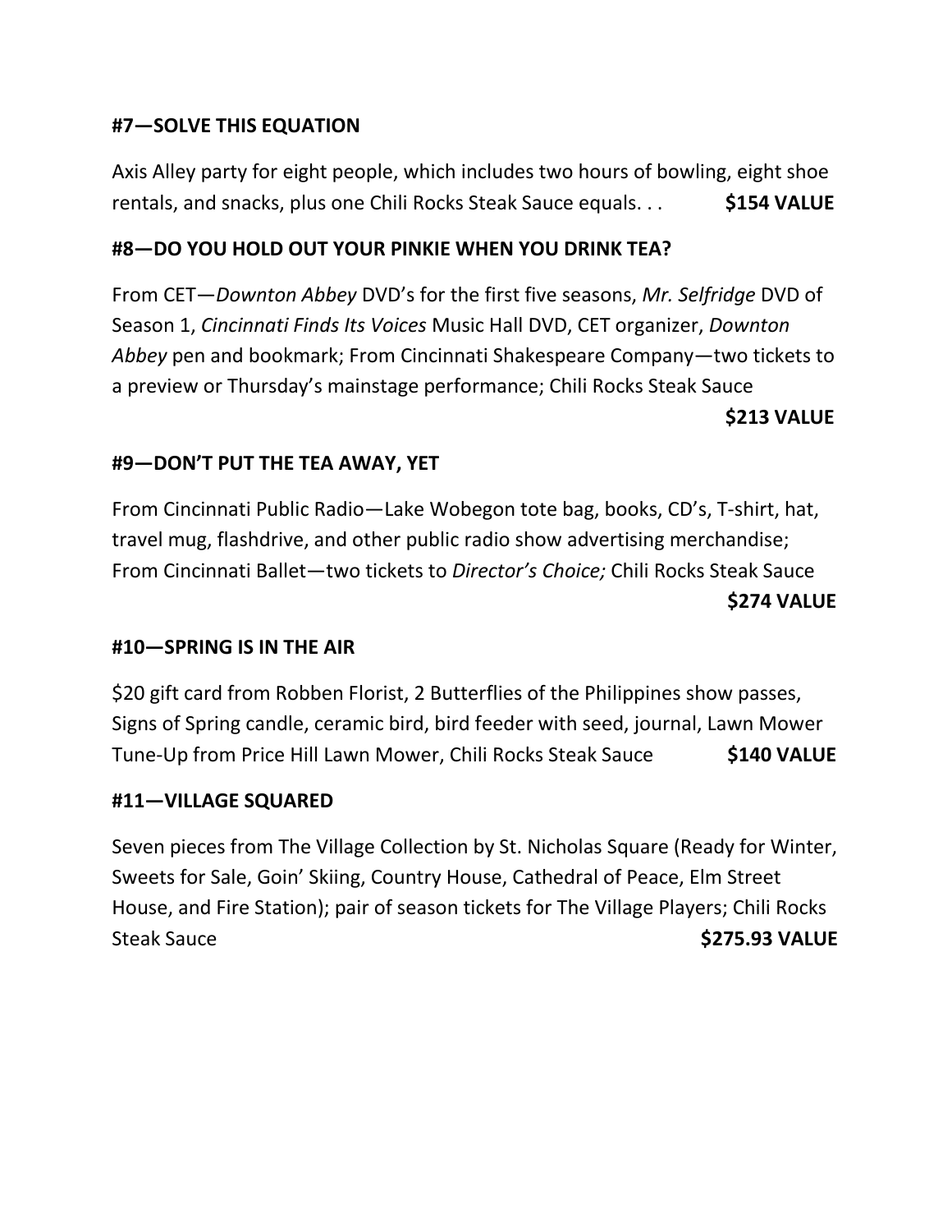**#7—SOLVE THIS EQUATION**

Axis Alley party for eight people, which includes two hours of bowling, eight shoe rentals, and snacks, plus one Chili Rocks Steak Sauce equals. . . **$154 VALUE**

**#8—DO YOU HOLD OUT YOUR PINKIE WHEN YOU DRINK TEA?**

From CET—*Downton Abbey* DVD's for the first five seasons, *Mr. Selfridge* DVD of Season 1, *Cincinnati Finds Its Voices* Music Hall DVD, CET organizer, *Downton Abbey* pen and bookmark; From Cincinnati Shakespeare Company—two tickets to a preview or Thursday's mainstage performance; Chili Rocks Steak Sauce **$213 VALUE**

**#9—DON'T PUT THE TEA AWAY, YET**

From Cincinnati Public Radio—Lake Wobegon tote bag, books, CD's, T-shirt, hat, travel mug, flashdrive, and other public radio show advertising merchandise; From Cincinnati Ballet—two tickets to *Director's Choice;* Chili Rocks Steak Sauce **$274 VALUE**

**#10—SPRING IS IN THE AIR**

$20 gift card from Robben Florist, 2 Butterflies of the Philippines show passes, Signs of Spring candle, ceramic bird, bird feeder with seed, journal, Lawn Mower Tune-Up from Price Hill Lawn Mower, Chili Rocks Steak Sauce **$140 VALUE**

**#11—VILLAGE SQUARED**

Seven pieces from The Village Collection by St. Nicholas Square (Ready for Winter, Sweets for Sale, Goin' Skiing, Country House, Cathedral of Peace, Elm Street House, and Fire Station); pair of season tickets for The Village Players; Chili Rocks Steak Sauce **$275.93 VALUE**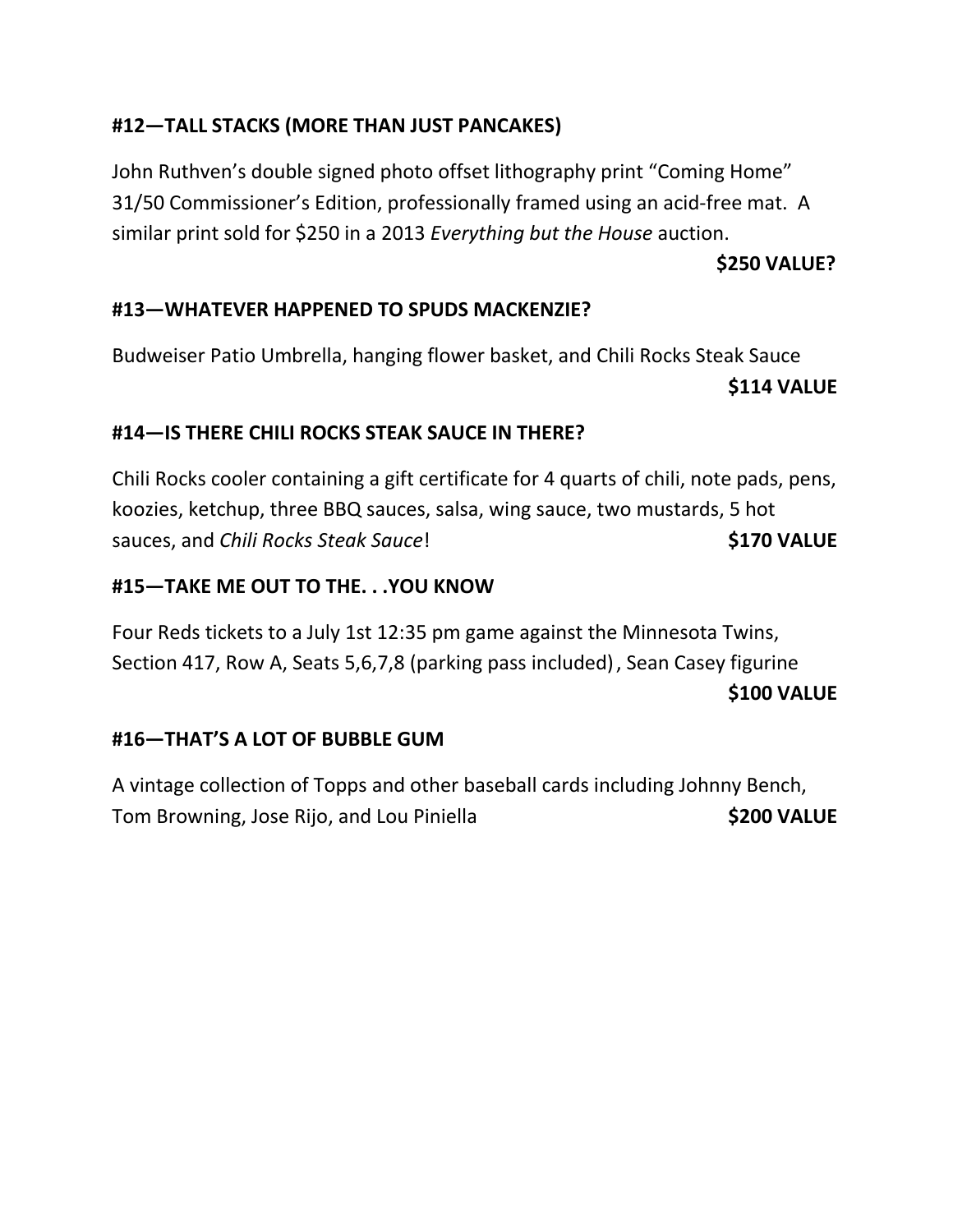#### **#12—TALL STACKS (MORE THAN JUST PANCAKES)**

John Ruthven's double signed photo offset lithography print "Coming Home" 31/50 Commissioner's Edition, professionally framed using an acid-free mat. A similar print sold for $250 in a 2013 *Everything but the House* auction.

**$250 VALUE?**

#### **#13—WHATEVER HAPPENED TO SPUDS MACKENZIE?**

Budweiser Patio Umbrella, hanging flower basket, and Chili Rocks Steak Sauce

**$114 VALUE**

#### **#14—IS THERE CHILI ROCKS STEAK SAUCE IN THERE?**

Chili Rocks cooler containing a gift certificate for 4 quarts of chili, note pads, pens, koozies, ketchup, three BBQ sauces, salsa, wing sauce, two mustards, 5 hot sauces, and *Chili Rocks Steak Sauce*!

**$170 VALUE**

#### **#15—TAKE ME OUT TO THE. . .YOU KNOW**

Four Reds tickets to a July 1st 12:35 pm game against the Minnesota Twins, Section 417, Row A, Seats 5,6,7,8 (parking pass included) , Sean Casey figurine

**$100 VALUE**

#### **#16—THAT'S A LOT OF BUBBLE GUM**

A vintage collection of Topps and other baseball cards including Johnny Bench, Tom Browning, Jose Rijo, and Lou Piniella

**$200 VALUE**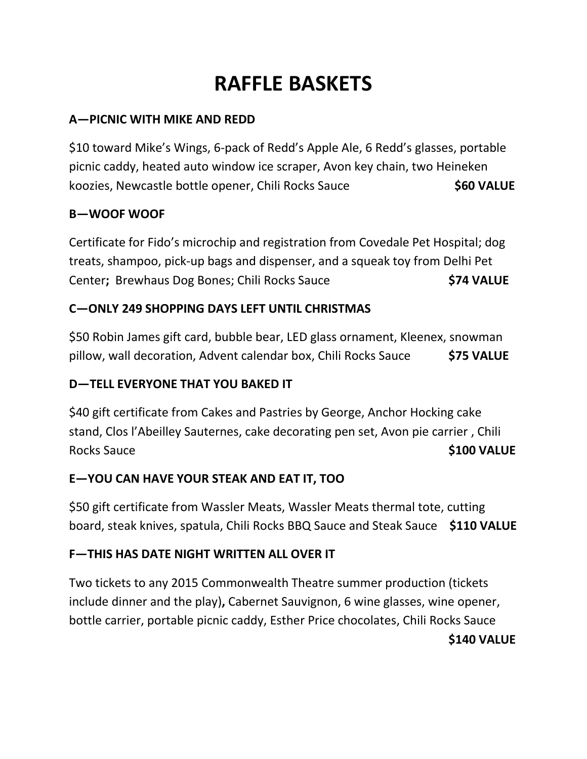# RAFFLE BASKETS

**A—PICNIC WITH MIKE AND REDD**

$10 toward Mike's Wings, 6-pack of Redd's Apple Ale, 6 Redd's glasses, portable picnic caddy, heated auto window ice scraper, Avon key chain, two Heineken koozies, Newcastle bottle opener, Chili Rocks Sauce **$60 VALUE**

**B—WOOF WOOF**

Certificate for Fido's microchip and registration from Covedale Pet Hospital; dog treats, shampoo, pick-up bags and dispenser, and a squeak toy from Delhi Pet Center**;** Brewhaus Dog Bones; Chili Rocks Sauce **$74 VALUE**

**C—ONLY 249 SHOPPING DAYS LEFT UNTIL CHRISTMAS**

$50 Robin James gift card, bubble bear, LED glass ornament, Kleenex, snowman pillow, wall decoration, Advent calendar box, Chili Rocks Sauce **$75 VALUE**

**D—TELL EVERYONE THAT YOU BAKED IT**

$40 gift certificate from Cakes and Pastries by George, Anchor Hocking cake stand, Clos l'Abeilley Sauternes, cake decorating pen set, Avon pie carrier , Chili Rocks Sauce **$100 VALUE**

**E—YOU CAN HAVE YOUR STEAK AND EAT IT, TOO**

$50 gift certificate from Wassler Meats, Wassler Meats thermal tote, cutting board, steak knives, spatula, Chili Rocks BBQ Sauce and Steak Sauce **$110 VALUE**

**F—THIS HAS DATE NIGHT WRITTEN ALL OVER IT**

Two tickets to any 2015 Commonwealth Theatre summer production (tickets include dinner and the play)**,** Cabernet Sauvignon, 6 wine glasses, wine opener, bottle carrier, portable picnic caddy, Esther Price chocolates, Chili Rocks Sauce **$140 VALUE**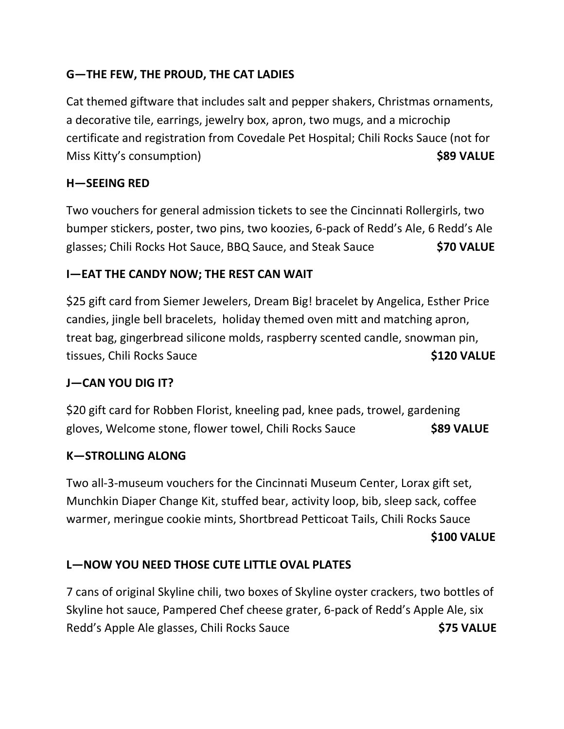**G—THE FEW, THE PROUD, THE CAT LADIES**

Cat themed giftware that includes salt and pepper shakers, Christmas ornaments, a decorative tile, earrings, jewelry box, apron, two mugs, and a microchip certificate and registration from Covedale Pet Hospital; Chili Rocks Sauce (not for Miss Kitty's consumption) **$89 VALUE**

**H—SEEING RED**

Two vouchers for general admission tickets to see the Cincinnati Rollergirls, two bumper stickers, poster, two pins, two koozies, 6-pack of Redd's Ale, 6 Redd's Ale glasses; Chili Rocks Hot Sauce, BBQ Sauce, and Steak Sauce **$70 VALUE**

**I—EAT THE CANDY NOW; THE REST CAN WAIT**

$25 gift card from Siemer Jewelers, Dream Big! bracelet by Angelica, Esther Price candies, jingle bell bracelets, holiday themed oven mitt and matching apron, treat bag, gingerbread silicone molds, raspberry scented candle, snowman pin, tissues, Chili Rocks Sauce **$120 VALUE**

**J—CAN YOU DIG IT?**

$20 gift card for Robben Florist, kneeling pad, knee pads, trowel, gardening gloves, Welcome stone, flower towel, Chili Rocks Sauce **$89 VALUE**

**K—STROLLING ALONG**

Two all-3-museum vouchers for the Cincinnati Museum Center, Lorax gift set, Munchkin Diaper Change Kit, stuffed bear, activity loop, bib, sleep sack, coffee warmer, meringue cookie mints, Shortbread Petticoat Tails, Chili Rocks Sauce **$100 VALUE**

**L—NOW YOU NEED THOSE CUTE LITTLE OVAL PLATES**

7 cans of original Skyline chili, two boxes of Skyline oyster crackers, two bottles of Skyline hot sauce, Pampered Chef cheese grater, 6-pack of Redd's Apple Ale, six Redd's Apple Ale glasses, Chili Rocks Sauce **$75 VALUE**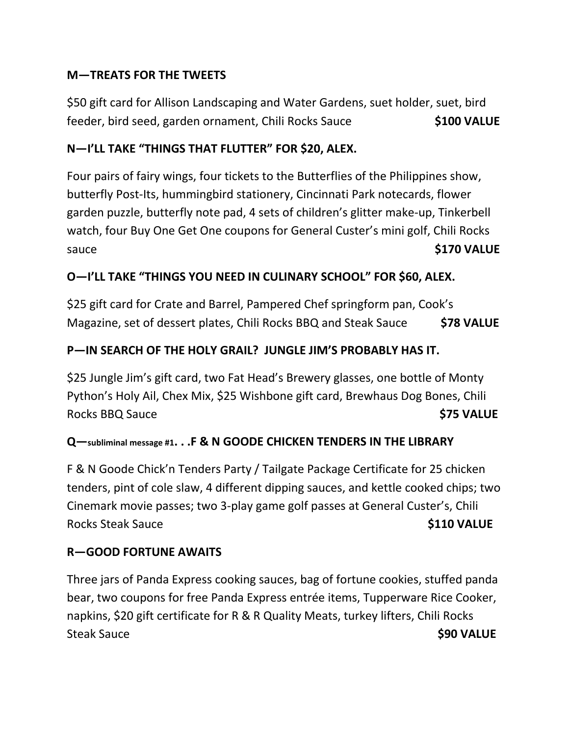**M—TREATS FOR THE TWEETS**

$50 gift card for Allison Landscaping and Water Gardens, suet holder, suet, bird feeder, bird seed, garden ornament, Chili Rocks Sauce **$100 VALUE**

**N—I'LL TAKE "THINGS THAT FLUTTER" FOR $20, ALEX.**

Four pairs of fairy wings, four tickets to the Butterflies of the Philippines show, butterfly Post-Its, hummingbird stationery, Cincinnati Park notecards, flower garden puzzle, butterfly note pad, 4 sets of children's glitter make-up, Tinkerbell watch, four Buy One Get One coupons for General Custer's mini golf, Chili Rocks sauce **$170 VALUE**

**O—I'LL TAKE "THINGS YOU NEED IN CULINARY SCHOOL" FOR $60, ALEX.**

$25 gift card for Crate and Barrel, Pampered Chef springform pan, Cook's Magazine, set of dessert plates, Chili Rocks BBQ and Steak Sauce **$78 VALUE**

**P—IN SEARCH OF THE HOLY GRAIL? JUNGLE JIM'S PROBABLY HAS IT.**

$25 Jungle Jim's gift card, two Fat Head's Brewery glasses, one bottle of Monty Python's Holy Ail, Chex Mix, $25 Wishbone gift card, Brewhaus Dog Bones, Chili Rocks BBQ Sauce **$75 VALUE**

**Q—subliminal message #1. . .F & N GOODE CHICKEN TENDERS IN THE LIBRARY**

F & N Goode Chick'n Tenders Party / Tailgate Package Certificate for 25 chicken tenders, pint of cole slaw, 4 different dipping sauces, and kettle cooked chips; two Cinemark movie passes; two 3-play game golf passes at General Custer's, Chili Rocks Steak Sauce **$110 VALUE**

**R—GOOD FORTUNE AWAITS**

Three jars of Panda Express cooking sauces, bag of fortune cookies, stuffed panda bear, two coupons for free Panda Express entrée items, Tupperware Rice Cooker, napkins, $20 gift certificate for R & R Quality Meats, turkey lifters, Chili Rocks Steak Sauce **$90 VALUE**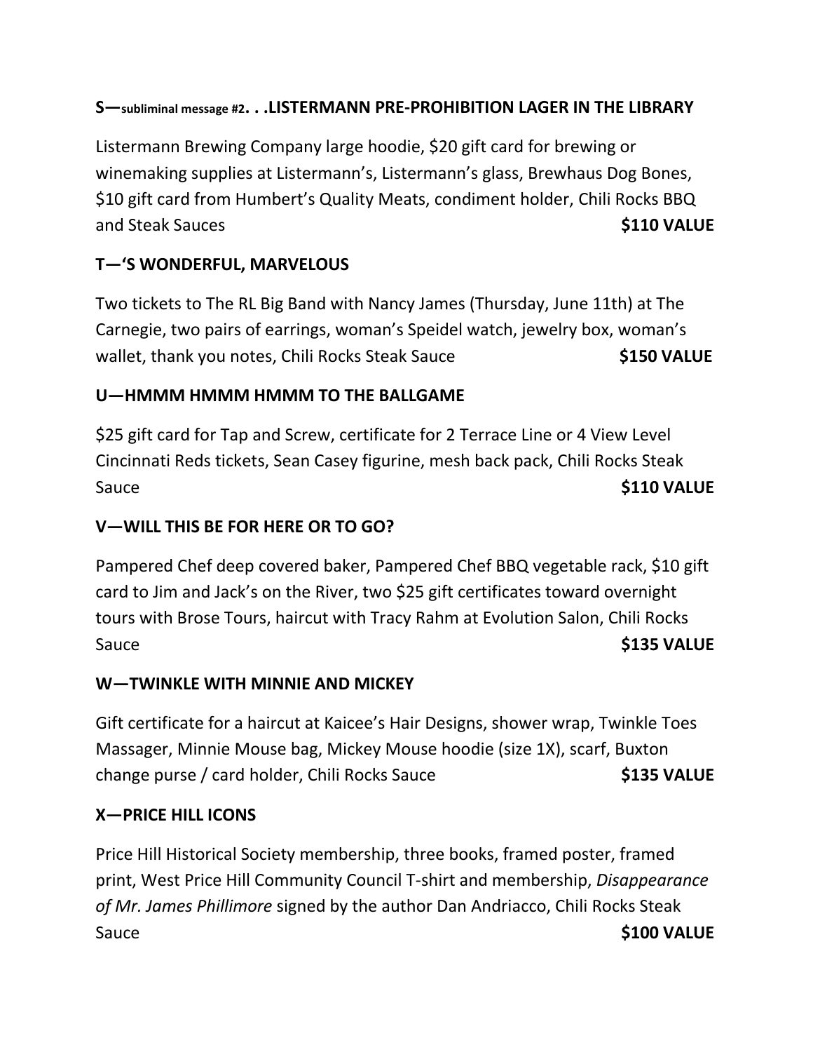**S—subliminal message #2. . .LISTERMANN PRE-PROHIBITION LAGER IN THE LIBRARY**

Listermann Brewing Company large hoodie, $20 gift card for brewing or winemaking supplies at Listermann's, Listermann's glass, Brewhaus Dog Bones, $10 gift card from Humbert's Quality Meats, condiment holder, Chili Rocks BBQ and Steak Sauces **$110 VALUE**

**T—'S WONDERFUL, MARVELOUS**

Two tickets to The RL Big Band with Nancy James (Thursday, June 11th) at The Carnegie, two pairs of earrings, woman's Speidel watch, jewelry box, woman's wallet, thank you notes, Chili Rocks Steak Sauce **$150 VALUE**

**U—HMMM HMMM HMMM TO THE BALLGAME**

$25 gift card for Tap and Screw, certificate for 2 Terrace Line or 4 View Level Cincinnati Reds tickets, Sean Casey figurine, mesh back pack, Chili Rocks Steak Sauce **$110 VALUE**

**V—WILL THIS BE FOR HERE OR TO GO?**

Pampered Chef deep covered baker, Pampered Chef BBQ vegetable rack, $10 gift card to Jim and Jack's on the River, two $25 gift certificates toward overnight tours with Brose Tours, haircut with Tracy Rahm at Evolution Salon, Chili Rocks Sauce **$135 VALUE**

**W—TWINKLE WITH MINNIE AND MICKEY**

Gift certificate for a haircut at Kaicee's Hair Designs, shower wrap, Twinkle Toes Massager, Minnie Mouse bag, Mickey Mouse hoodie (size 1X), scarf, Buxton change purse / card holder, Chili Rocks Sauce **$135 VALUE**

**X—PRICE HILL ICONS**

Price Hill Historical Society membership, three books, framed poster, framed print, West Price Hill Community Council T-shirt and membership, *Disappearance of Mr. James Phillimore* signed by the author Dan Andriacco, Chili Rocks Steak Sauce **$100 VALUE**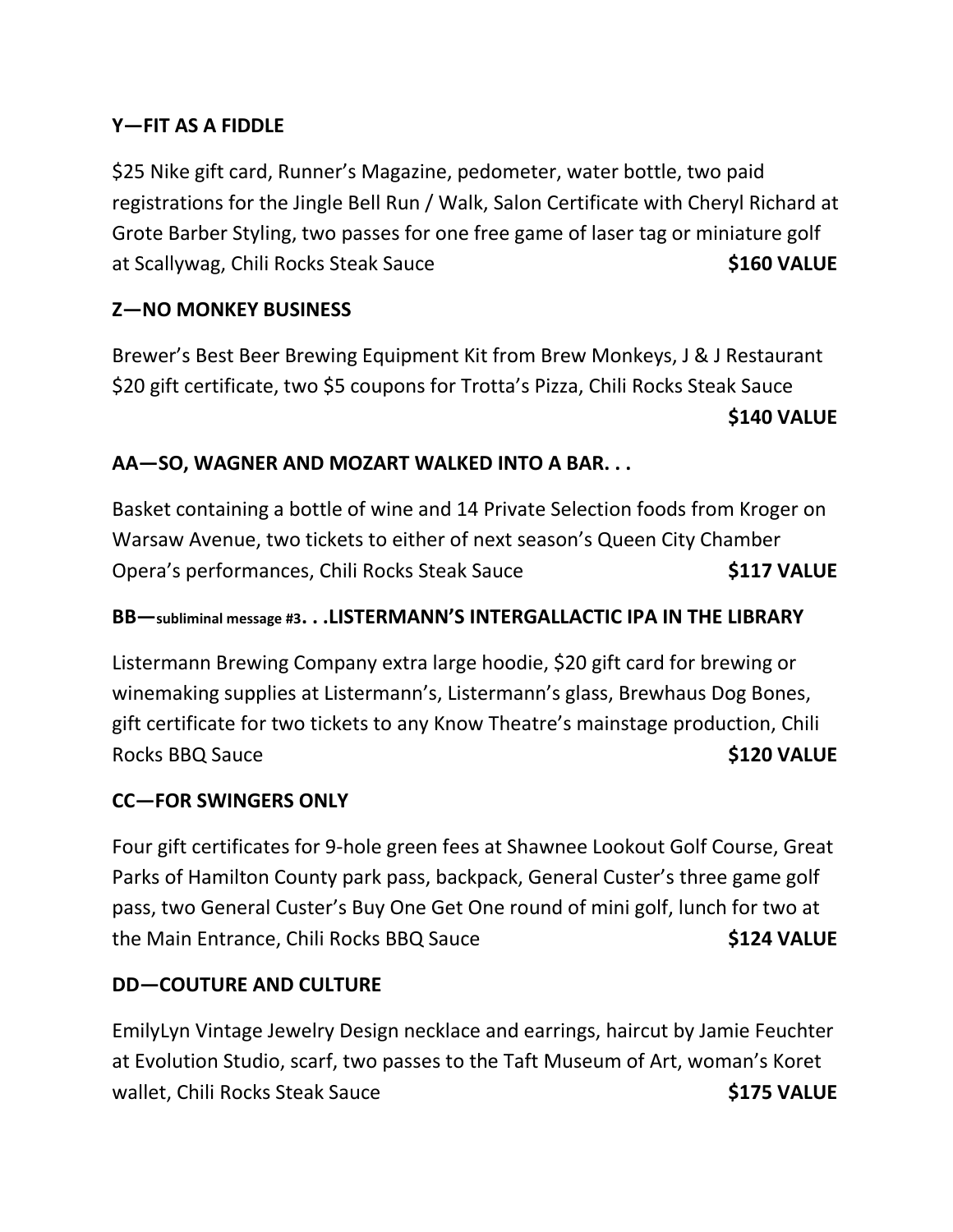**Y—FIT AS A FIDDLE**

$25 Nike gift card, Runner's Magazine, pedometer, water bottle, two paid registrations for the Jingle Bell Run / Walk, Salon Certificate with Cheryl Richard at Grote Barber Styling, two passes for one free game of laser tag or miniature golf at Scallywag, Chili Rocks Steak Sauce **$160 VALUE**

**Z—NO MONKEY BUSINESS**

Brewer's Best Beer Brewing Equipment Kit from Brew Monkeys, J & J Restaurant $20 gift certificate, two $5 coupons for Trotta's Pizza, Chili Rocks Steak Sauce **$140 VALUE**

**AA—SO, WAGNER AND MOZART WALKED INTO A BAR. . .**

Basket containing a bottle of wine and 14 Private Selection foods from Kroger on Warsaw Avenue, two tickets to either of next season's Queen City Chamber Opera's performances, Chili Rocks Steak Sauce **$117 VALUE**

**BB—subliminal message #3. . .LISTERMANN'S INTERGALLACTIC IPA IN THE LIBRARY**

Listermann Brewing Company extra large hoodie, $20 gift card for brewing or winemaking supplies at Listermann's, Listermann's glass, Brewhaus Dog Bones, gift certificate for two tickets to any Know Theatre's mainstage production, Chili Rocks BBQ Sauce **$120 VALUE**

**CC—FOR SWINGERS ONLY**

Four gift certificates for 9-hole green fees at Shawnee Lookout Golf Course, Great Parks of Hamilton County park pass, backpack, General Custer's three game golf pass, two General Custer's Buy One Get One round of mini golf, lunch for two at the Main Entrance, Chili Rocks BBQ Sauce **$124 VALUE**

**DD—COUTURE AND CULTURE**

EmilyLyn Vintage Jewelry Design necklace and earrings, haircut by Jamie Feuchter at Evolution Studio, scarf, two passes to the Taft Museum of Art, woman's Koret wallet, Chili Rocks Steak Sauce **$175 VALUE**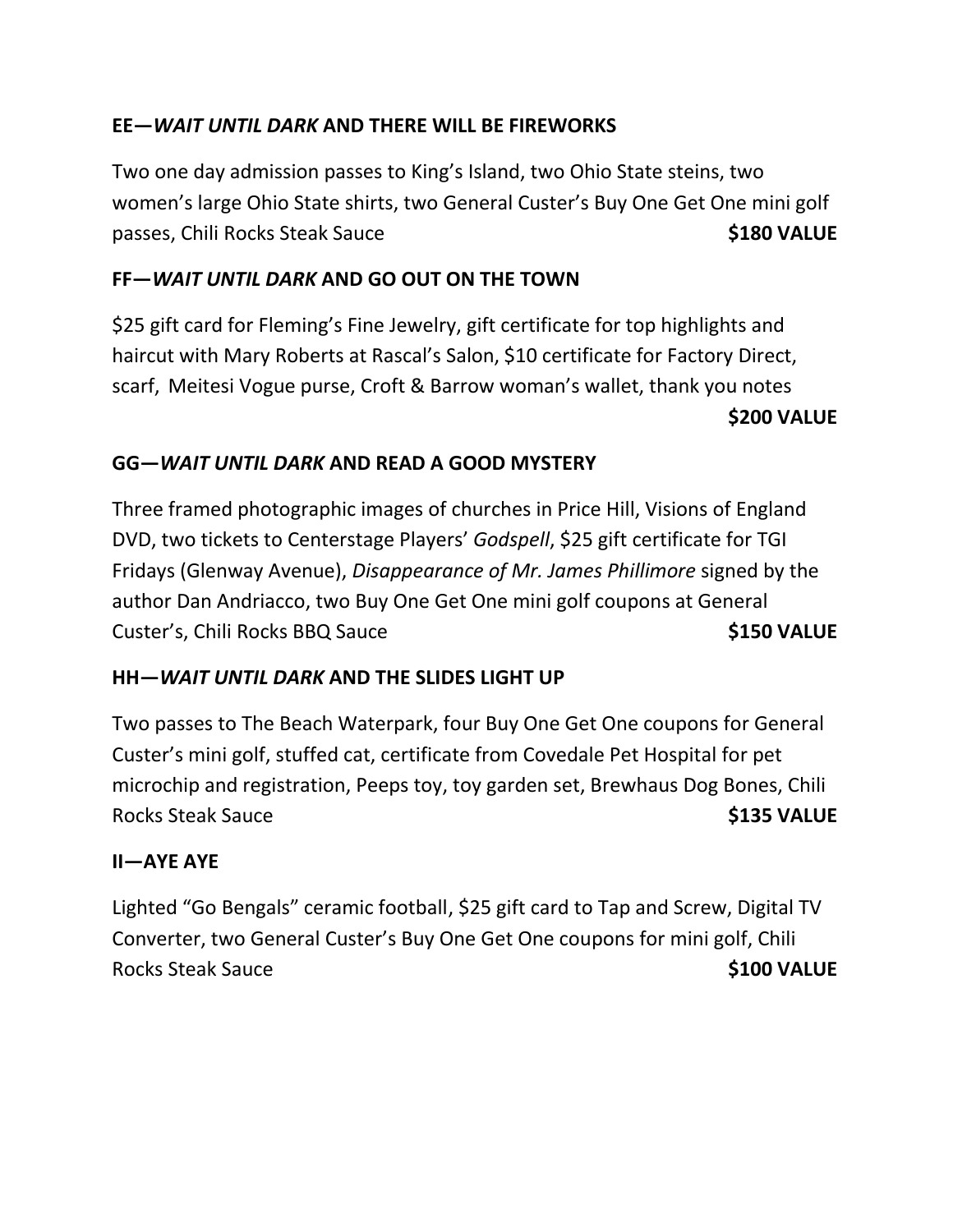**EE—*WAIT UNTIL DARK* AND THERE WILL BE FIREWORKS**

Two one day admission passes to King's Island, two Ohio State steins, two women's large Ohio State shirts, two General Custer's Buy One Get One mini golf passes, Chili Rocks Steak Sauce **$180 VALUE**

**FF—*WAIT UNTIL DARK* AND GO OUT ON THE TOWN**

$25 gift card for Fleming's Fine Jewelry, gift certificate for top highlights and haircut with Mary Roberts at Rascal's Salon, $10 certificate for Factory Direct, scarf, Meitesi Vogue purse, Croft & Barrow woman's wallet, thank you notes **$200 VALUE**

**GG—*WAIT UNTIL DARK* AND READ A GOOD MYSTERY**

Three framed photographic images of churches in Price Hill, Visions of England DVD, two tickets to Centerstage Players' *Godspell*, $25 gift certificate for TGI Fridays (Glenway Avenue), *Disappearance of Mr. James Phillimore* signed by the author Dan Andriacco, two Buy One Get One mini golf coupons at General Custer's, Chili Rocks BBQ Sauce **$150 VALUE**

**HH—*WAIT UNTIL DARK* AND THE SLIDES LIGHT UP**

Two passes to The Beach Waterpark, four Buy One Get One coupons for General Custer's mini golf, stuffed cat, certificate from Covedale Pet Hospital for pet microchip and registration, Peeps toy, toy garden set, Brewhaus Dog Bones, Chili Rocks Steak Sauce **$135 VALUE**

**II—AYE AYE**

Lighted "Go Bengals" ceramic football, $25 gift card to Tap and Screw, Digital TV Converter, two General Custer's Buy One Get One coupons for mini golf, Chili Rocks Steak Sauce **$100 VALUE**